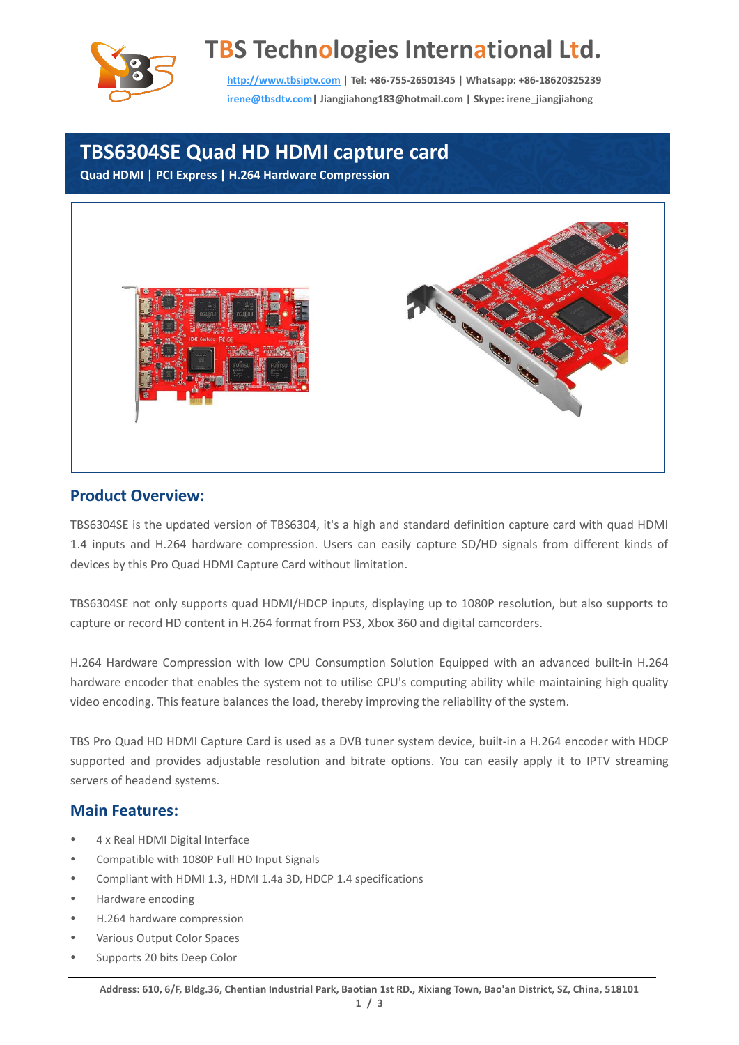# TBS Technologies International Ltd.

http://www.tbsiptv.com | Tel: +86-755-26501345 | Whatsapp: +86-18620325239
irene@tbsdtv.com| Jiangjiahong183@hotmail.com | Skype: irene_jiangjiahong

## TBS6304SE Quad HD HDMI capture card

**Quad HDMI | PCI Express | H.264 Hardware Compression**

## Product Overview:

TBS6304SE is the updated version of TBS6304, it's a high and standard definition capture card with quad HDMI 1.4 inputs and H.264 hardware compression. Users can easily capture SD/HD signals from different kinds of devices by this Pro Quad HDMI Capture Card without limitation.

TBS6304SE not only supports quad HDMI/HDCP inputs, displaying up to 1080P resolution, but also supports to capture or record HD content in H.264 format from PS3, Xbox 360 and digital camcorders.

H.264 Hardware Compression with low CPU Consumption Solution Equipped with an advanced built-in H.264 hardware encoder that enables the system not to utilise CPU's computing ability while maintaining high quality video encoding. This feature balances the load, thereby improving the reliability of the system.

TBS Pro Quad HD HDMI Capture Card is used as a DVB tuner system device, built-in a H.264 encoder with HDCP supported and provides adjustable resolution and bitrate options. You can easily apply it to IPTV streaming servers of headend systems.

## Main Features:

- 4 x Real HDMI Digital Interface
- Compatible with 1080P Full HD Input Signals
- Compliant with HDMI 1.3, HDMI 1.4a 3D, HDCP 1.4 specifications
- Hardware encoding
- H.264 hardware compression
- Various Output Color Spaces
- Supports 20 bits Deep Color

Address: 610, 6/F, Bldg.36, Chentian Industrial Park, Baotian 1st RD., Xixiang Town, Bao'an District, SZ, China, 518101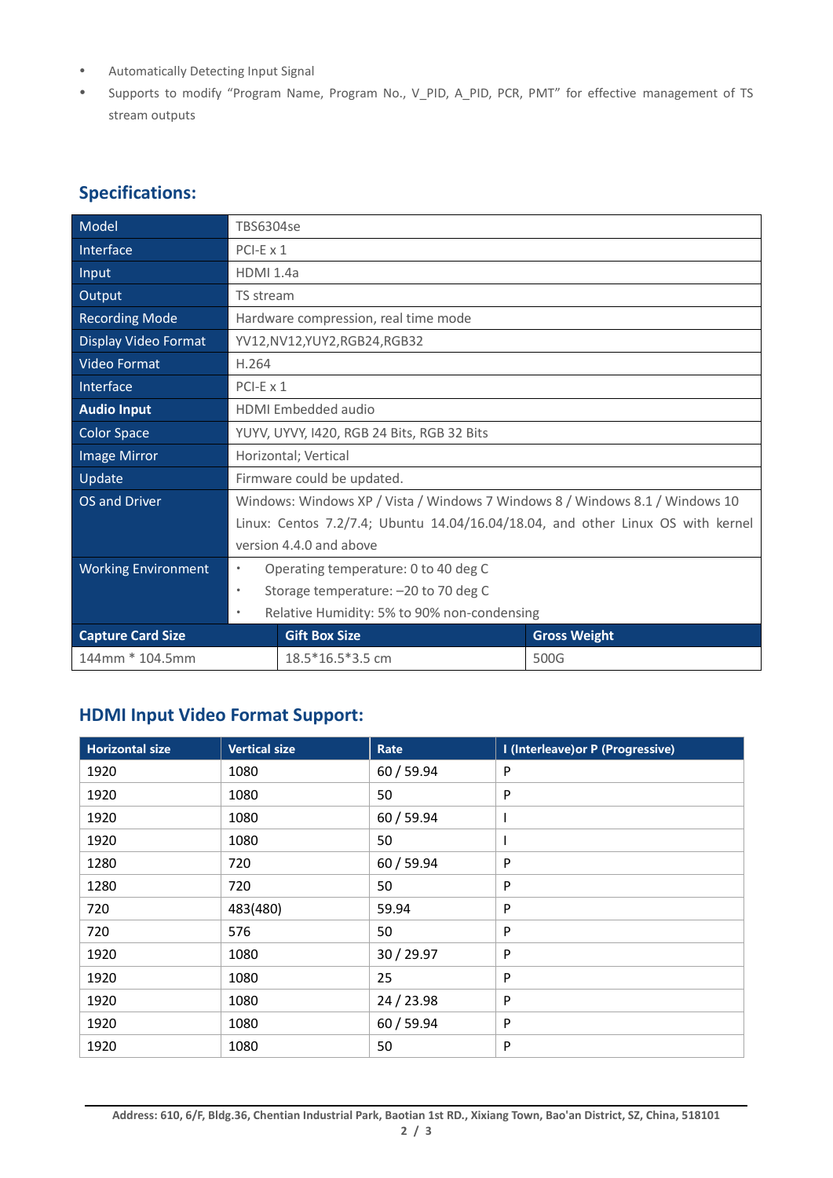- Automatically Detecting Input Signal
- Supports to modify "Program Name, Program No., V_PID, A_PID, PCR, PMT" for effective management of TS stream outputs

## Specifications:

| | |
|---|---|
| Model | TBS6304se |
| Interface | PCI-E x 1 |
| Input | HDMI 1.4a |
| Output | TS stream |
| Recording Mode | Hardware compression, real time mode |
| Display Video Format | YV12,NV12,YUY2,RGB24,RGB32 |
| Video Format | H.264 |
| Interface | PCI-E x 1 |
| **Audio Input** | HDMI Embedded audio |
| Color Space | YUYV, UYVY, I420, RGB 24 Bits, RGB 32 Bits |
| Image Mirror | Horizontal; Vertical |
| Update | Firmware could be updated. |
| OS and Driver | Windows: Windows XP / Vista / Windows 7 Windows 8 / Windows 8.1 / Windows 10<br>Linux: Centos 7.2/7.4; Ubuntu 14.04/16.04/18.04, and other Linux OS with kernel version 4.4.0 and above |
| Working Environment | • Operating temperature: 0 to 40 deg C<br>• Storage temperature: –20 to 70 deg C<br>• Relative Humidity: 5% to 90% non-condensing |

| Capture Card Size | Gift Box Size | Gross Weight |
|---|---|---|
| 144mm * 104.5mm | 18.5*16.5*3.5 cm | 500G |

## HDMI Input Video Format Support:

| Horizontal size | Vertical size | Rate | I (Interleave)or P (Progressive) |
|---|---|---|---|
| 1920 | 1080 | 60 / 59.94 | P |
| 1920 | 1080 | 50 | P |
| 1920 | 1080 | 60 / 59.94 | I |
| 1920 | 1080 | 50 | I |
| 1280 | 720 | 60 / 59.94 | P |
| 1280 | 720 | 50 | P |
| 720 | 483(480) | 59.94 | P |
| 720 | 576 | 50 | P |
| 1920 | 1080 | 30 / 29.97 | P |
| 1920 | 1080 | 25 | P |
| 1920 | 1080 | 24 / 23.98 | P |
| 1920 | 1080 | 60 / 59.94 | P |
| 1920 | 1080 | 50 | P |